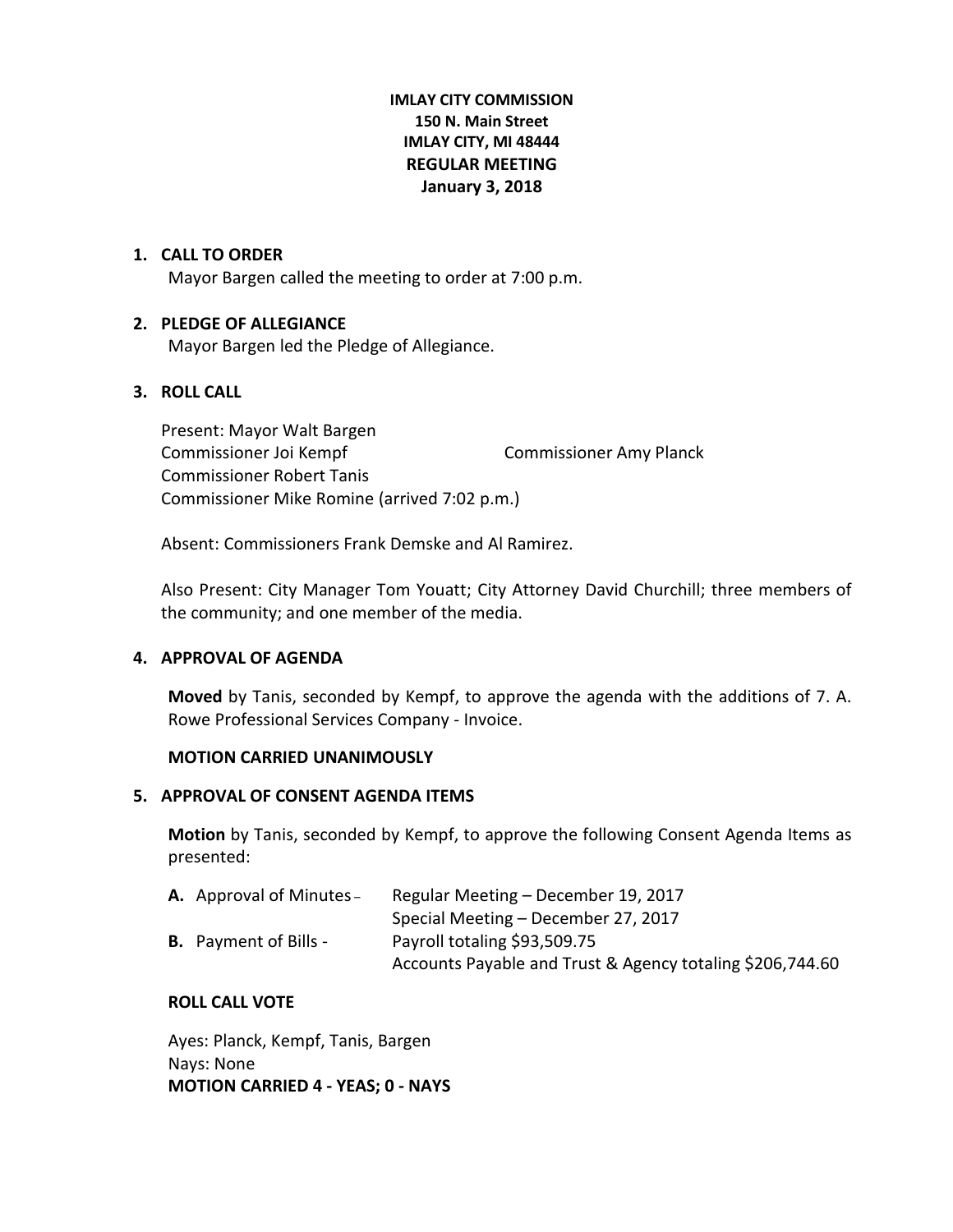**IMLAY CITY COMMISSION**
**150 N. Main Street**
**IMLAY CITY, MI 48444**
**REGULAR MEETING**
**January 3, 2018**

1. **CALL TO ORDER**

   Mayor Bargen called the meeting to order at 7:00 p.m.

2. **PLEDGE OF ALLEGIANCE**

   Mayor Bargen led the Pledge of Allegiance.

3. **ROLL CALL**

   Present: Mayor Walt Bargen
   Commissioner Joi Kempf
   Commissioner Amy Planck
   Commissioner Robert Tanis
   Commissioner Mike Romine (arrived 7:02 p.m.)

   Absent: Commissioners Frank Demske and Al Ramirez.

   Also Present: City Manager Tom Youatt; City Attorney David Churchill; three members of the community; and one member of the media.

4. **APPROVAL OF AGENDA**

   **Moved** by Tanis, seconded by Kempf, to approve the agenda with the additions of 7. A. Rowe Professional Services Company - Invoice.

   **MOTION CARRIED UNANIMOUSLY**

5. **APPROVAL OF CONSENT AGENDA ITEMS**

   **Motion** by Tanis, seconded by Kempf, to approve the following Consent Agenda Items as presented:

   **A.** Approval of Minutes – Regular Meeting – December 19, 2017
   Special Meeting – December 27, 2017

   **B.** Payment of Bills - Payroll totaling $93,509.75
   Accounts Payable and Trust & Agency totaling $206,744.60

   **ROLL CALL VOTE**

   Ayes: Planck, Kempf, Tanis, Bargen
   Nays: None
   **MOTION CARRIED 4 - YEAS; 0 - NAYS**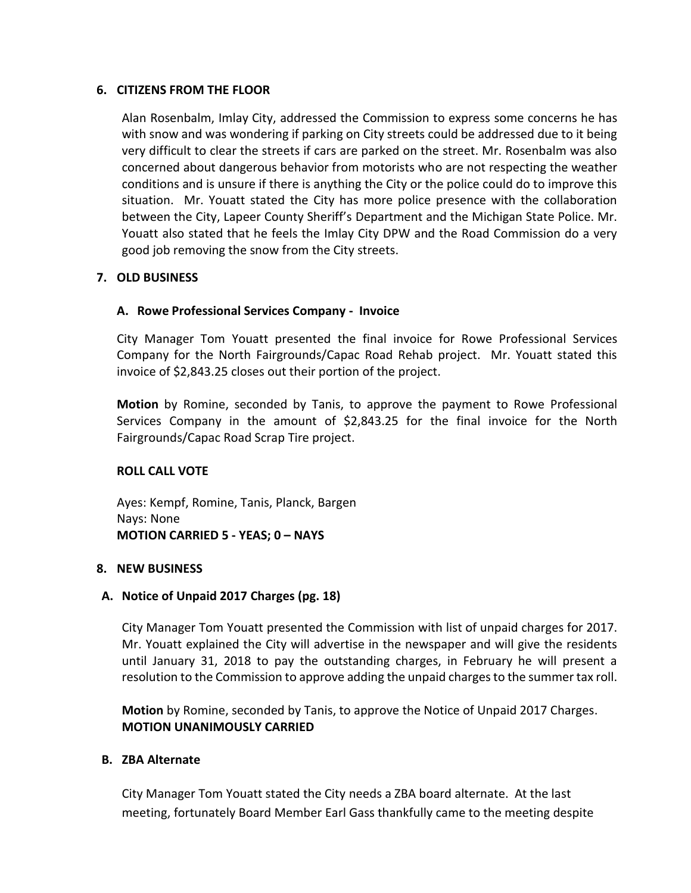## 6. CITIZENS FROM THE FLOOR

Alan Rosenbalm, Imlay City, addressed the Commission to express some concerns he has with snow and was wondering if parking on City streets could be addressed due to it being very difficult to clear the streets if cars are parked on the street. Mr. Rosenbalm was also concerned about dangerous behavior from motorists who are not respecting the weather conditions and is unsure if there is anything the City or the police could do to improve this situation. Mr. Youatt stated the City has more police presence with the collaboration between the City, Lapeer County Sheriff's Department and the Michigan State Police. Mr. Youatt also stated that he feels the Imlay City DPW and the Road Commission do a very good job removing the snow from the City streets.

## 7. OLD BUSINESS

### A. Rowe Professional Services Company - Invoice

City Manager Tom Youatt presented the final invoice for Rowe Professional Services Company for the North Fairgrounds/Capac Road Rehab project. Mr. Youatt stated this invoice of $2,843.25 closes out their portion of the project.

**Motion** by Romine, seconded by Tanis, to approve the payment to Rowe Professional Services Company in the amount of $2,843.25 for the final invoice for the North Fairgrounds/Capac Road Scrap Tire project.

**ROLL CALL VOTE**

Ayes: Kempf, Romine, Tanis, Planck, Bargen
Nays: None
**MOTION CARRIED 5 - YEAS; 0 – NAYS**

## 8. NEW BUSINESS

### A. Notice of Unpaid 2017 Charges (pg. 18)

City Manager Tom Youatt presented the Commission with list of unpaid charges for 2017. Mr. Youatt explained the City will advertise in the newspaper and will give the residents until January 31, 2018 to pay the outstanding charges, in February he will present a resolution to the Commission to approve adding the unpaid charges to the summer tax roll.

**Motion** by Romine, seconded by Tanis, to approve the Notice of Unpaid 2017 Charges.
**MOTION UNANIMOUSLY CARRIED**

### B. ZBA Alternate

City Manager Tom Youatt stated the City needs a ZBA board alternate. At the last meeting, fortunately Board Member Earl Gass thankfully came to the meeting despite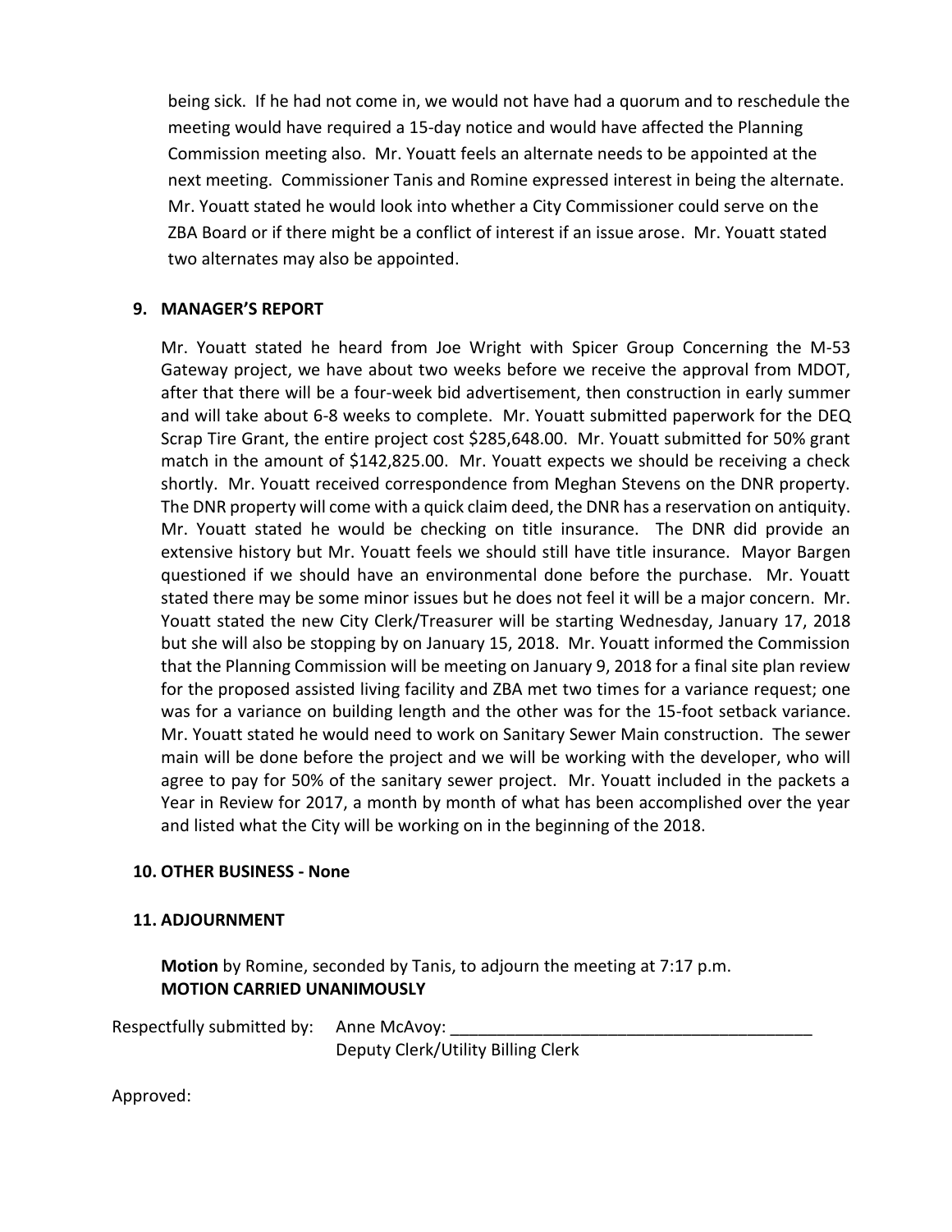being sick. If he had not come in, we would not have had a quorum and to reschedule the meeting would have required a 15-day notice and would have affected the Planning Commission meeting also. Mr. Youatt feels an alternate needs to be appointed at the next meeting. Commissioner Tanis and Romine expressed interest in being the alternate. Mr. Youatt stated he would look into whether a City Commissioner could serve on the ZBA Board or if there might be a conflict of interest if an issue arose. Mr. Youatt stated two alternates may also be appointed.

**9. MANAGER'S REPORT**

Mr. Youatt stated he heard from Joe Wright with Spicer Group Concerning the M-53 Gateway project, we have about two weeks before we receive the approval from MDOT, after that there will be a four-week bid advertisement, then construction in early summer and will take about 6-8 weeks to complete. Mr. Youatt submitted paperwork for the DEQ Scrap Tire Grant, the entire project cost $285,648.00. Mr. Youatt submitted for 50% grant match in the amount of $142,825.00. Mr. Youatt expects we should be receiving a check shortly. Mr. Youatt received correspondence from Meghan Stevens on the DNR property. The DNR property will come with a quick claim deed, the DNR has a reservation on antiquity. Mr. Youatt stated he would be checking on title insurance. The DNR did provide an extensive history but Mr. Youatt feels we should still have title insurance. Mayor Bargen questioned if we should have an environmental done before the purchase. Mr. Youatt stated there may be some minor issues but he does not feel it will be a major concern. Mr. Youatt stated the new City Clerk/Treasurer will be starting Wednesday, January 17, 2018 but she will also be stopping by on January 15, 2018. Mr. Youatt informed the Commission that the Planning Commission will be meeting on January 9, 2018 for a final site plan review for the proposed assisted living facility and ZBA met two times for a variance request; one was for a variance on building length and the other was for the 15-foot setback variance. Mr. Youatt stated he would need to work on Sanitary Sewer Main construction. The sewer main will be done before the project and we will be working with the developer, who will agree to pay for 50% of the sanitary sewer project. Mr. Youatt included in the packets a Year in Review for 2017, a month by month of what has been accomplished over the year and listed what the City will be working on in the beginning of the 2018.

**10. OTHER BUSINESS - None**

**11. ADJOURNMENT**

**Motion** by Romine, seconded by Tanis, to adjourn the meeting at 7:17 p.m.
**MOTION CARRIED UNANIMOUSLY**

Respectfully submitted by: Anne McAvoy: ________________________________________
Deputy Clerk/Utility Billing Clerk

Approved: